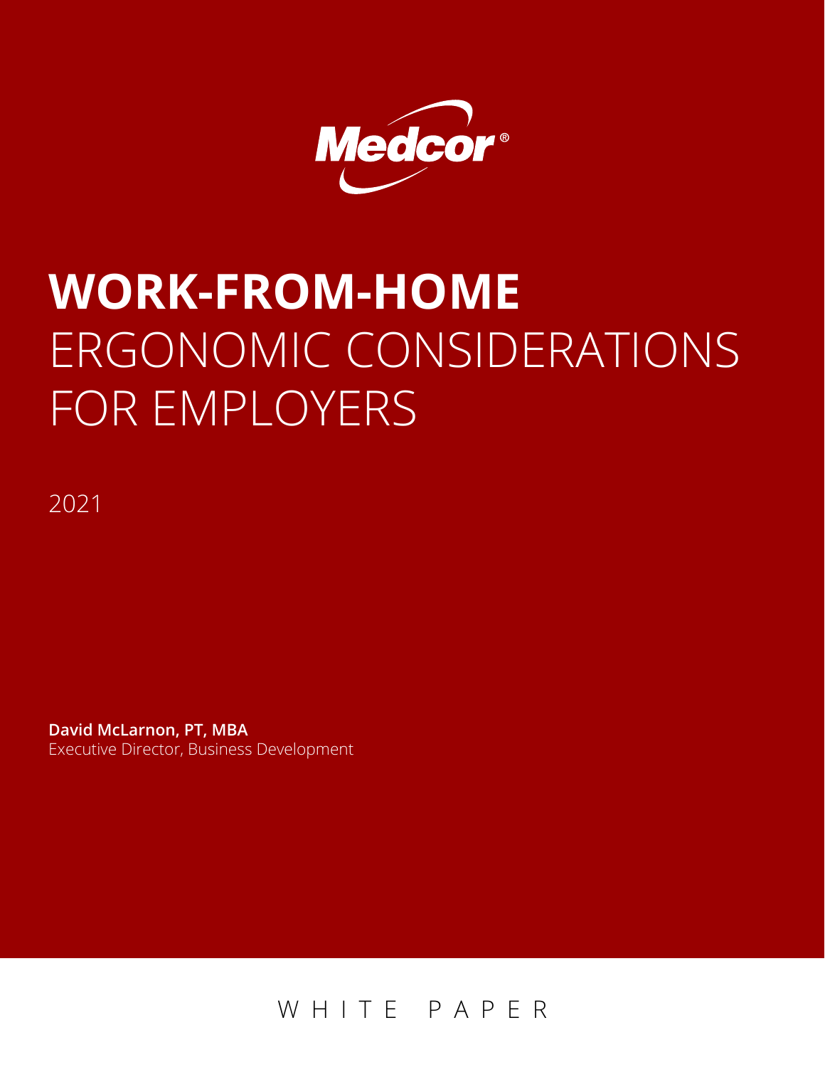Medcor®

# WORK-FROM-HOME ERGONOMIC CONSIDERATIONS FOR EMPLOYERS

2021

**David McLarnon, PT, MBA**
Executive Director, Business Development

WHITE PAPER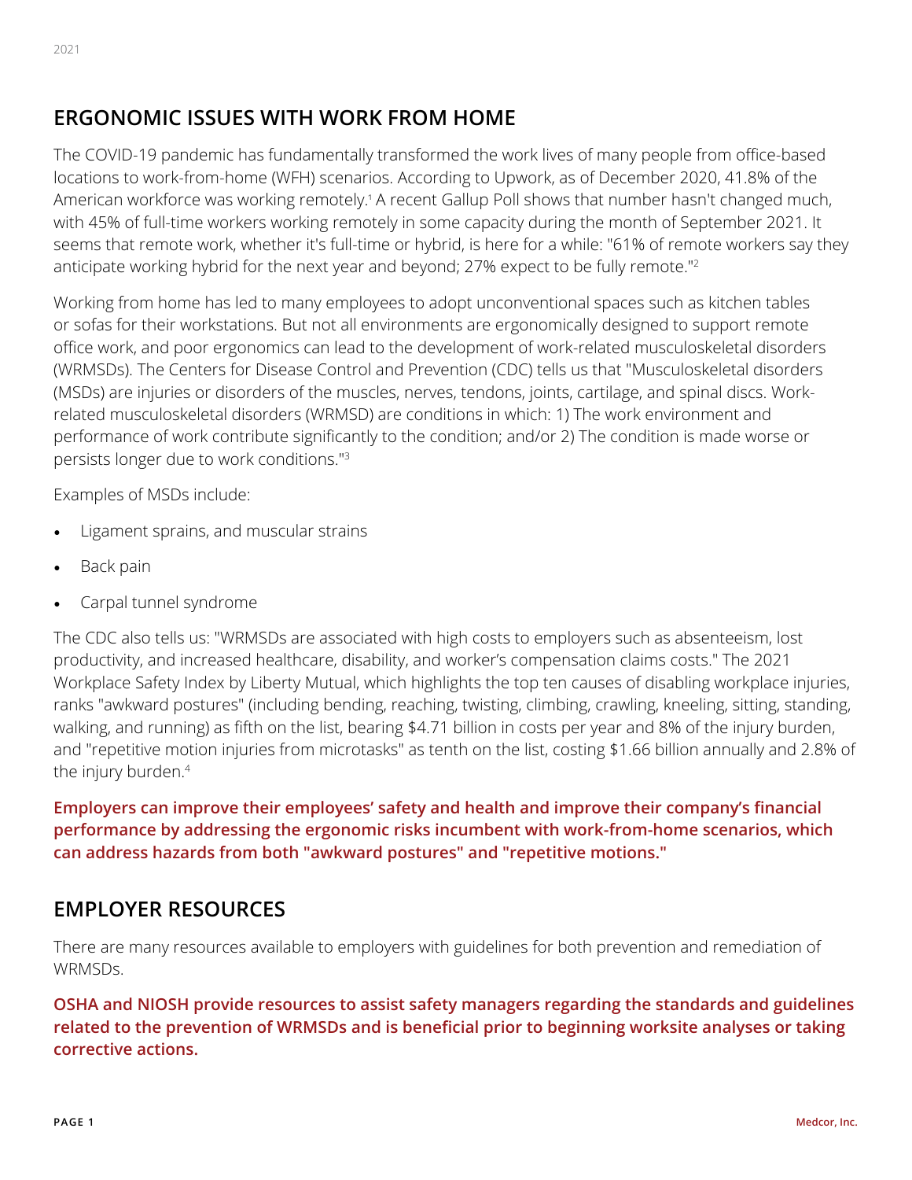## ERGONOMIC ISSUES WITH WORK FROM HOME

The COVID-19 pandemic has fundamentally transformed the work lives of many people from office-based locations to work-from-home (WFH) scenarios. According to Upwork, as of December 2020, 41.8% of the American workforce was working remotely.[1] A recent Gallup Poll shows that number hasn't changed much, with 45% of full-time workers working remotely in some capacity during the month of September 2021. It seems that remote work, whether it's full-time or hybrid, is here for a while: "61% of remote workers say they anticipate working hybrid for the next year and beyond; 27% expect to be fully remote."[2]

Working from home has led to many employees to adopt unconventional spaces such as kitchen tables or sofas for their workstations. But not all environments are ergonomically designed to support remote office work, and poor ergonomics can lead to the development of work-related musculoskeletal disorders (WRMSDs). The Centers for Disease Control and Prevention (CDC) tells us that "Musculoskeletal disorders (MSDs) are injuries or disorders of the muscles, nerves, tendons, joints, cartilage, and spinal discs. Work-related musculoskeletal disorders (WRMSD) are conditions in which: 1) The work environment and performance of work contribute significantly to the condition; and/or 2) The condition is made worse or persists longer due to work conditions."[3]

Examples of MSDs include:

- Ligament sprains, and muscular strains
- Back pain
- Carpal tunnel syndrome

The CDC also tells us: "WRMSDs are associated with high costs to employers such as absenteeism, lost productivity, and increased healthcare, disability, and worker's compensation claims costs." The 2021 Workplace Safety Index by Liberty Mutual, which highlights the top ten causes of disabling workplace injuries, ranks "awkward postures" (including bending, reaching, twisting, climbing, crawling, kneeling, sitting, standing, walking, and running) as fifth on the list, bearing $4.71 billion in costs per year and 8% of the injury burden, and "repetitive motion injuries from microtasks" as tenth on the list, costing $1.66 billion annually and 2.8% of the injury burden.[4]

**Employers can improve their employees' safety and health and improve their company's financial performance by addressing the ergonomic risks incumbent with work-from-home scenarios, which can address hazards from both "awkward postures" and "repetitive motions."**

## EMPLOYER RESOURCES

There are many resources available to employers with guidelines for both prevention and remediation of WRMSDs.

**OSHA and NIOSH provide resources to assist safety managers regarding the standards and guidelines related to the prevention of WRMSDs and is beneficial prior to beginning worksite analyses or taking corrective actions.**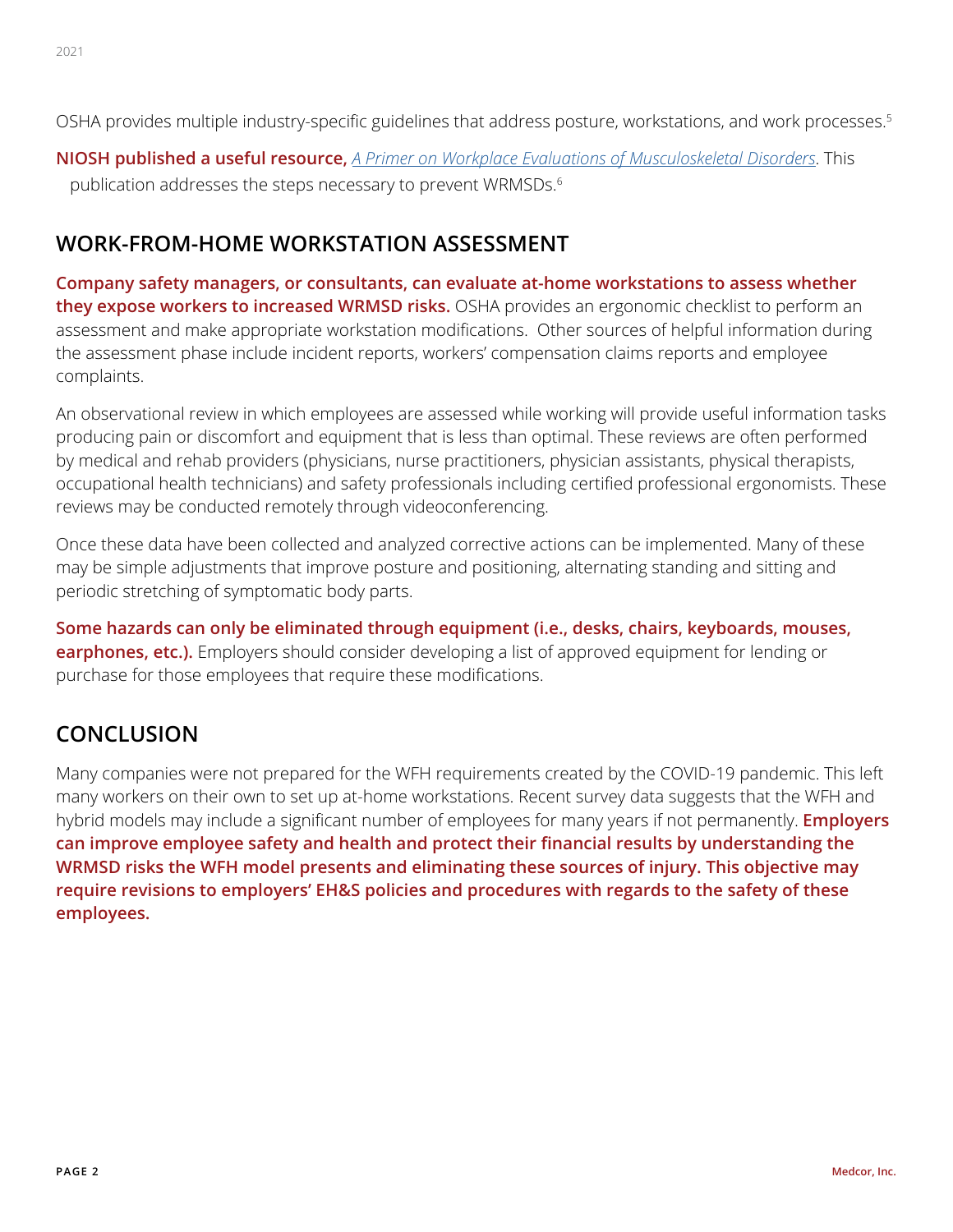OSHA provides multiple industry-specific guidelines that address posture, workstations, and work processes.[5]

**NIOSH published a useful resource,** *A Primer on Workplace Evaluations of Musculoskeletal Disorders*. This publication addresses the steps necessary to prevent WRMSDs.[6]

## WORK-FROM-HOME WORKSTATION ASSESSMENT

**Company safety managers, or consultants, can evaluate at-home workstations to assess whether they expose workers to increased WRMSD risks.** OSHA provides an ergonomic checklist to perform an assessment and make appropriate workstation modifications. Other sources of helpful information during the assessment phase include incident reports, workers' compensation claims reports and employee complaints.

An observational review in which employees are assessed while working will provide useful information tasks producing pain or discomfort and equipment that is less than optimal. These reviews are often performed by medical and rehab providers (physicians, nurse practitioners, physician assistants, physical therapists, occupational health technicians) and safety professionals including certified professional ergonomists. These reviews may be conducted remotely through videoconferencing.

Once these data have been collected and analyzed corrective actions can be implemented. Many of these may be simple adjustments that improve posture and positioning, alternating standing and sitting and periodic stretching of symptomatic body parts.

**Some hazards can only be eliminated through equipment (i.e., desks, chairs, keyboards, mouses, earphones, etc.).** Employers should consider developing a list of approved equipment for lending or purchase for those employees that require these modifications.

## CONCLUSION

Many companies were not prepared for the WFH requirements created by the COVID-19 pandemic. This left many workers on their own to set up at-home workstations. Recent survey data suggests that the WFH and hybrid models may include a significant number of employees for many years if not permanently. **Employers can improve employee safety and health and protect their financial results by understanding the WRMSD risks the WFH model presents and eliminating these sources of injury. This objective may require revisions to employers' EH&S policies and procedures with regards to the safety of these employees.**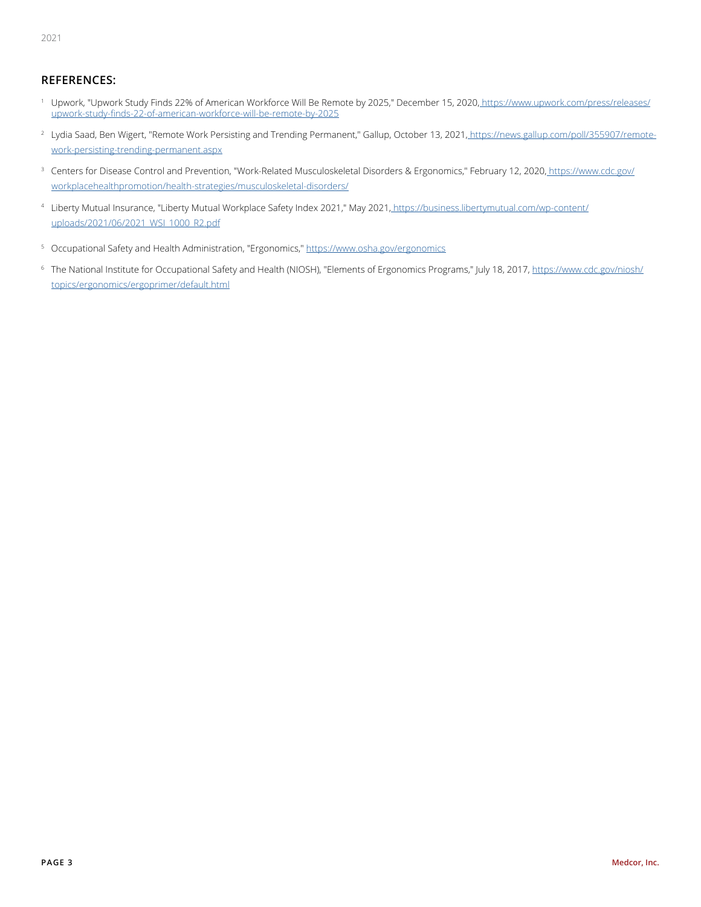## REFERENCES:

1. Upwork, "Upwork Study Finds 22% of American Workforce Will Be Remote by 2025," December 15, 2020, https://www.upwork.com/press/releases/upwork-study-finds-22-of-american-workforce-will-be-remote-by-2025
2. Lydia Saad, Ben Wigert, "Remote Work Persisting and Trending Permanent," Gallup, October 13, 2021, https://news.gallup.com/poll/355907/remote-work-persisting-trending-permanent.aspx
3. Centers for Disease Control and Prevention, "Work-Related Musculoskeletal Disorders & Ergonomics," February 12, 2020, https://www.cdc.gov/workplacehealthpromotion/health-strategies/musculoskeletal-disorders/
4. Liberty Mutual Insurance, "Liberty Mutual Workplace Safety Index 2021," May 2021, https://business.libertymutual.com/wp-content/uploads/2021/06/2021_WSI_1000_R2.pdf
5. Occupational Safety and Health Administration, "Ergonomics," https://www.osha.gov/ergonomics
6. The National Institute for Occupational Safety and Health (NIOSH), "Elements of Ergonomics Programs," July 18, 2017, https://www.cdc.gov/niosh/topics/ergonomics/ergoprimer/default.html